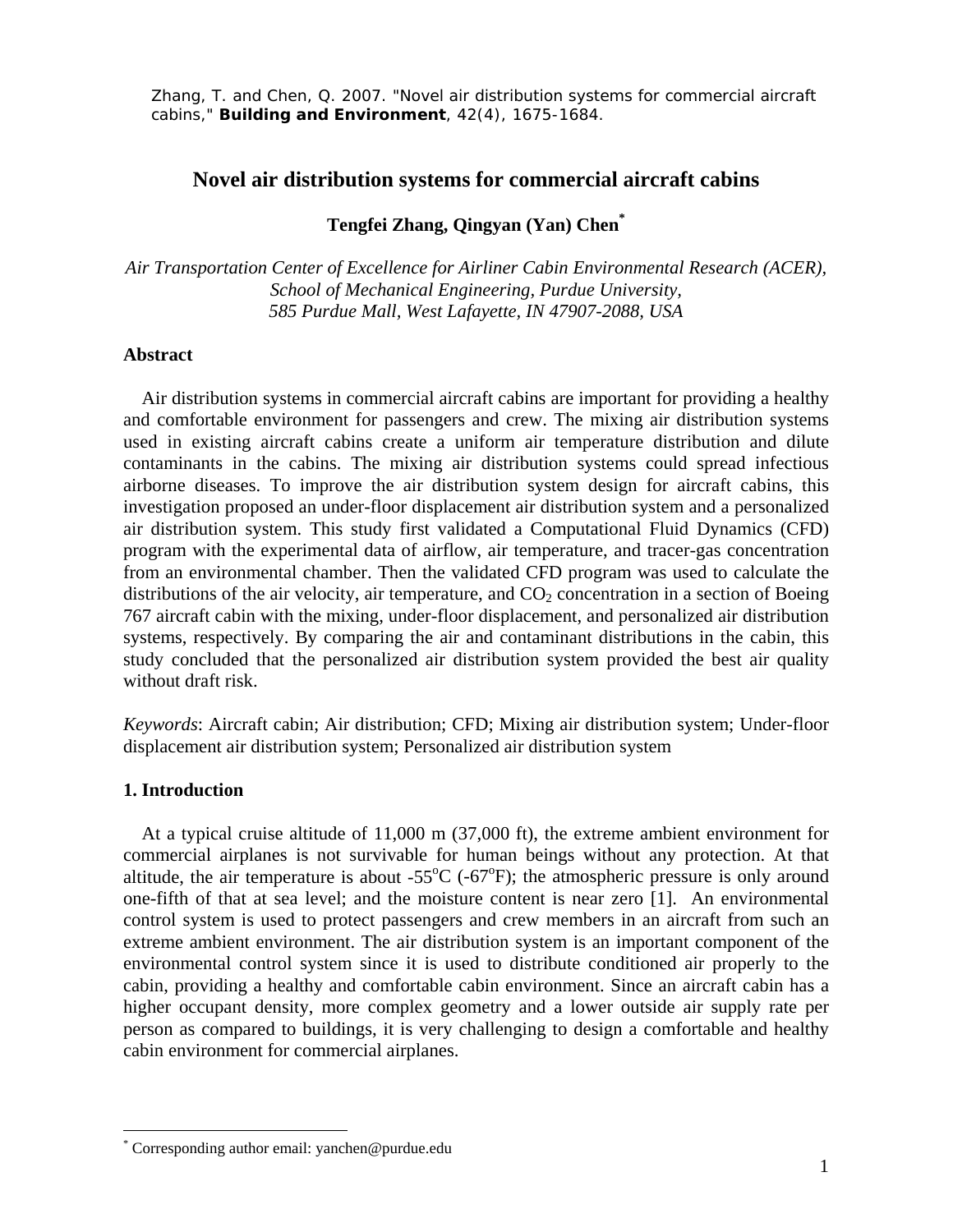Zhang, T. and Chen, Q. 2007. "Novel air distribution systems for commercial aircraft cabins," **Building and Environment**, 42(4), 1675-1684.

# Novel air distribution systems for commercial aircraft cabins

**Tengfei Zhang, Qingyan (Yan) Chen***

*Air Transportation Center of Excellence for Airliner Cabin Environmental Research (ACER), School of Mechanical Engineering, Purdue University, 585 Purdue Mall, West Lafayette, IN 47907-2088, USA*

## Abstract

Air distribution systems in commercial aircraft cabins are important for providing a healthy and comfortable environment for passengers and crew. The mixing air distribution systems used in existing aircraft cabins create a uniform air temperature distribution and dilute contaminants in the cabins. The mixing air distribution systems could spread infectious airborne diseases. To improve the air distribution system design for aircraft cabins, this investigation proposed an under-floor displacement air distribution system and a personalized air distribution system. This study first validated a Computational Fluid Dynamics (CFD) program with the experimental data of airflow, air temperature, and tracer-gas concentration from an environmental chamber. Then the validated CFD program was used to calculate the distributions of the air velocity, air temperature, and $CO_2$ concentration in a section of Boeing 767 aircraft cabin with the mixing, under-floor displacement, and personalized air distribution systems, respectively. By comparing the air and contaminant distributions in the cabin, this study concluded that the personalized air distribution system provided the best air quality without draft risk.

*Keywords*: Aircraft cabin; Air distribution; CFD; Mixing air distribution system; Under-floor displacement air distribution system; Personalized air distribution system

## 1. Introduction

At a typical cruise altitude of 11,000 m (37,000 ft), the extreme ambient environment for commercial airplanes is not survivable for human beings without any protection. At that altitude, the air temperature is about -55°C (-67°F); the atmospheric pressure is only around one-fifth of that at sea level; and the moisture content is near zero [1]. An environmental control system is used to protect passengers and crew members in an aircraft from such an extreme ambient environment. The air distribution system is an important component of the environmental control system since it is used to distribute conditioned air properly to the cabin, providing a healthy and comfortable cabin environment. Since an aircraft cabin has a higher occupant density, more complex geometry and a lower outside air supply rate per person as compared to buildings, it is very challenging to design a comfortable and healthy cabin environment for commercial airplanes.

---

* Corresponding author email: yanchen@purdue.edu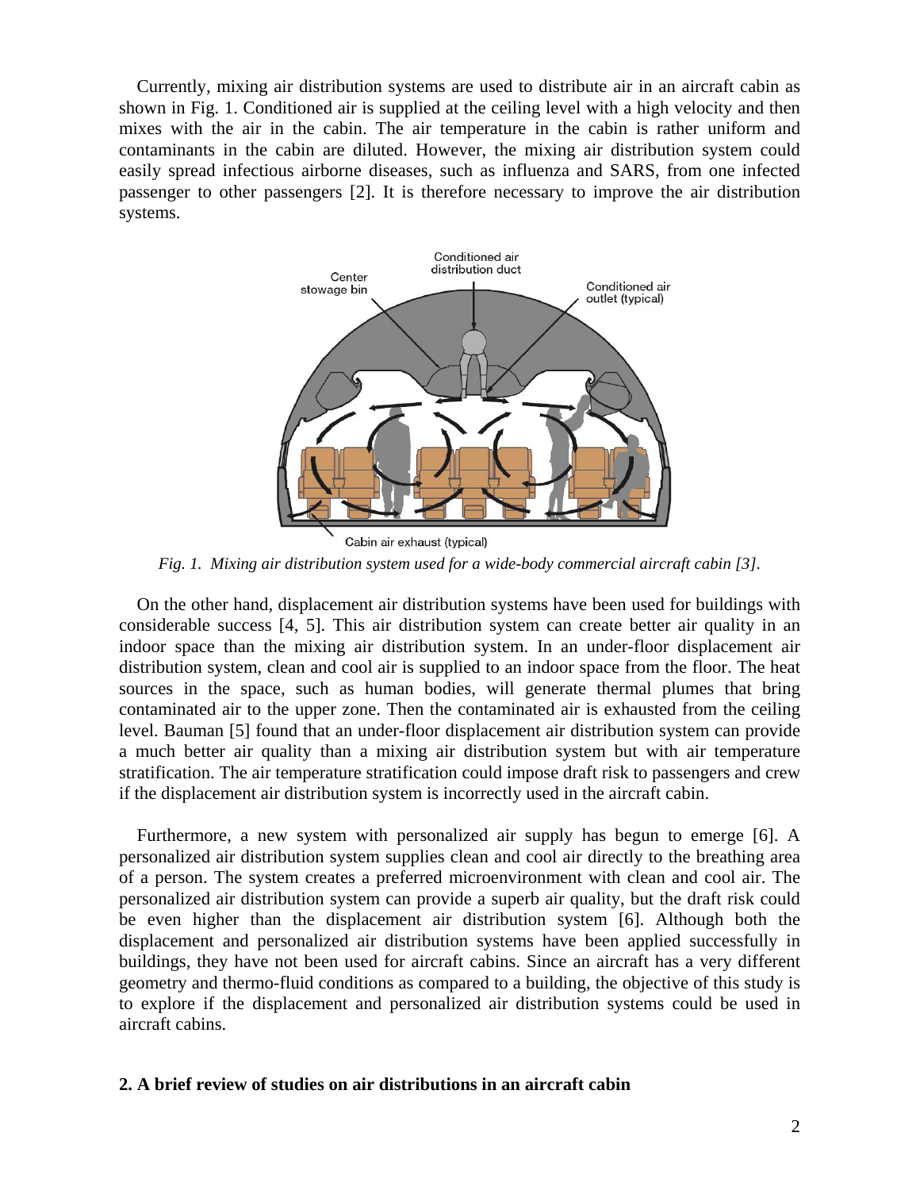Currently, mixing air distribution systems are used to distribute air in an aircraft cabin as shown in Fig. 1. Conditioned air is supplied at the ceiling level with a high velocity and then mixes with the air in the cabin. The air temperature in the cabin is rather uniform and contaminants in the cabin are diluted. However, the mixing air distribution system could easily spread infectious airborne diseases, such as influenza and SARS, from one infected passenger to other passengers [2]. It is therefore necessary to improve the air distribution systems.

*Fig. 1. Mixing air distribution system used for a wide-body commercial aircraft cabin [3].*

On the other hand, displacement air distribution systems have been used for buildings with considerable success [4, 5]. This air distribution system can create better air quality in an indoor space than the mixing air distribution system. In an under-floor displacement air distribution system, clean and cool air is supplied to an indoor space from the floor. The heat sources in the space, such as human bodies, will generate thermal plumes that bring contaminated air to the upper zone. Then the contaminated air is exhausted from the ceiling level. Bauman [5] found that an under-floor displacement air distribution system can provide a much better air quality than a mixing air distribution system but with air temperature stratification. The air temperature stratification could impose draft risk to passengers and crew if the displacement air distribution system is incorrectly used in the aircraft cabin.

Furthermore, a new system with personalized air supply has begun to emerge [6]. A personalized air distribution system supplies clean and cool air directly to the breathing area of a person. The system creates a preferred microenvironment with clean and cool air. The personalized air distribution system can provide a superb air quality, but the draft risk could be even higher than the displacement air distribution system [6]. Although both the displacement and personalized air distribution systems have been applied successfully in buildings, they have not been used for aircraft cabins. Since an aircraft has a very different geometry and thermo-fluid conditions as compared to a building, the objective of this study is to explore if the displacement and personalized air distribution systems could be used in aircraft cabins.

## 2. A brief review of studies on air distributions in an aircraft cabin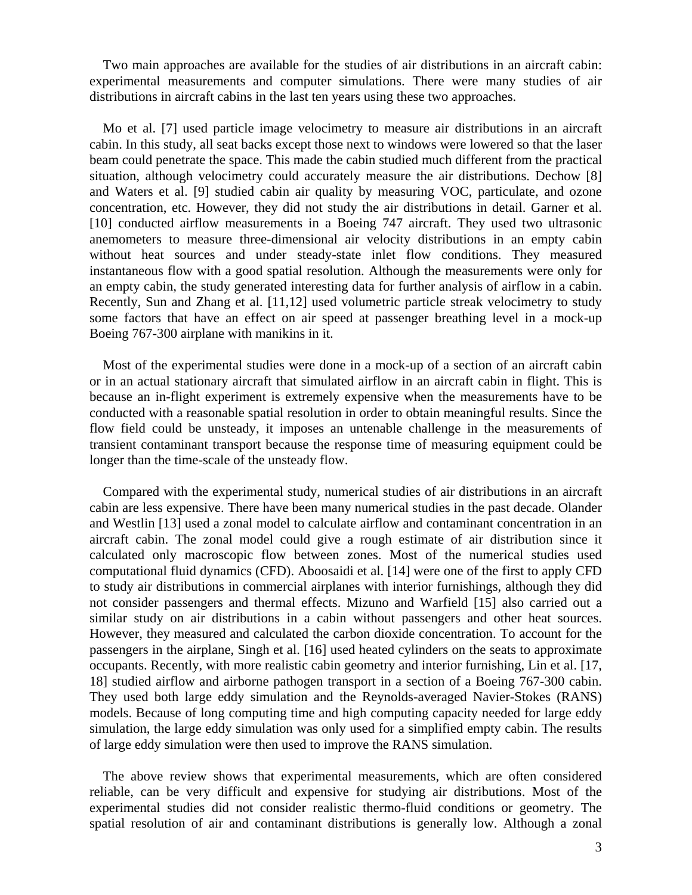Two main approaches are available for the studies of air distributions in an aircraft cabin: experimental measurements and computer simulations. There were many studies of air distributions in aircraft cabins in the last ten years using these two approaches.

Mo et al. [7] used particle image velocimetry to measure air distributions in an aircraft cabin. In this study, all seat backs except those next to windows were lowered so that the laser beam could penetrate the space. This made the cabin studied much different from the practical situation, although velocimetry could accurately measure the air distributions. Dechow [8] and Waters et al. [9] studied cabin air quality by measuring VOC, particulate, and ozone concentration, etc. However, they did not study the air distributions in detail. Garner et al. [10] conducted airflow measurements in a Boeing 747 aircraft. They used two ultrasonic anemometers to measure three-dimensional air velocity distributions in an empty cabin without heat sources and under steady-state inlet flow conditions. They measured instantaneous flow with a good spatial resolution. Although the measurements were only for an empty cabin, the study generated interesting data for further analysis of airflow in a cabin. Recently, Sun and Zhang et al. [11,12] used volumetric particle streak velocimetry to study some factors that have an effect on air speed at passenger breathing level in a mock-up Boeing 767-300 airplane with manikins in it.

Most of the experimental studies were done in a mock-up of a section of an aircraft cabin or in an actual stationary aircraft that simulated airflow in an aircraft cabin in flight. This is because an in-flight experiment is extremely expensive when the measurements have to be conducted with a reasonable spatial resolution in order to obtain meaningful results. Since the flow field could be unsteady, it imposes an untenable challenge in the measurements of transient contaminant transport because the response time of measuring equipment could be longer than the time-scale of the unsteady flow.

Compared with the experimental study, numerical studies of air distributions in an aircraft cabin are less expensive. There have been many numerical studies in the past decade. Olander and Westlin [13] used a zonal model to calculate airflow and contaminant concentration in an aircraft cabin. The zonal model could give a rough estimate of air distribution since it calculated only macroscopic flow between zones. Most of the numerical studies used computational fluid dynamics (CFD). Aboosaidi et al. [14] were one of the first to apply CFD to study air distributions in commercial airplanes with interior furnishings, although they did not consider passengers and thermal effects. Mizuno and Warfield [15] also carried out a similar study on air distributions in a cabin without passengers and other heat sources. However, they measured and calculated the carbon dioxide concentration. To account for the passengers in the airplane, Singh et al. [16] used heated cylinders on the seats to approximate occupants. Recently, with more realistic cabin geometry and interior furnishing, Lin et al. [17, 18] studied airflow and airborne pathogen transport in a section of a Boeing 767-300 cabin. They used both large eddy simulation and the Reynolds-averaged Navier-Stokes (RANS) models. Because of long computing time and high computing capacity needed for large eddy simulation, the large eddy simulation was only used for a simplified empty cabin. The results of large eddy simulation were then used to improve the RANS simulation.

The above review shows that experimental measurements, which are often considered reliable, can be very difficult and expensive for studying air distributions. Most of the experimental studies did not consider realistic thermo-fluid conditions or geometry. The spatial resolution of air and contaminant distributions is generally low. Although a zonal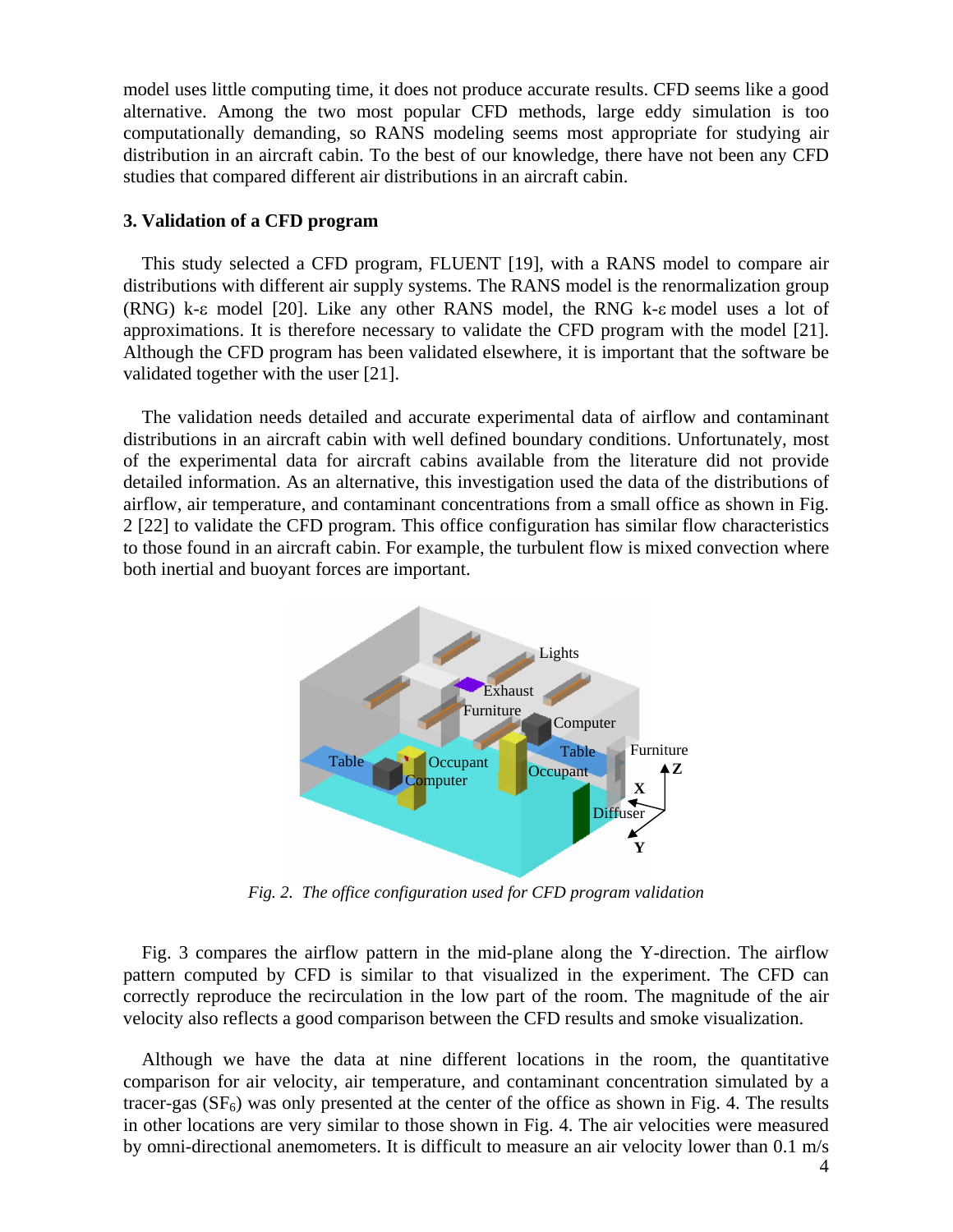model uses little computing time, it does not produce accurate results. CFD seems like a good alternative. Among the two most popular CFD methods, large eddy simulation is too computationally demanding, so RANS modeling seems most appropriate for studying air distribution in an aircraft cabin. To the best of our knowledge, there have not been any CFD studies that compared different air distributions in an aircraft cabin.

### 3. Validation of a CFD program

This study selected a CFD program, FLUENT [19], with a RANS model to compare air distributions with different air supply systems. The RANS model is the renormalization group (RNG) k-ε model [20]. Like any other RANS model, the RNG k-ε model uses a lot of approximations. It is therefore necessary to validate the CFD program with the model [21]. Although the CFD program has been validated elsewhere, it is important that the software be validated together with the user [21].

The validation needs detailed and accurate experimental data of airflow and contaminant distributions in an aircraft cabin with well defined boundary conditions. Unfortunately, most of the experimental data for aircraft cabins available from the literature did not provide detailed information. As an alternative, this investigation used the data of the distributions of airflow, air temperature, and contaminant concentrations from a small office as shown in Fig. 2 [22] to validate the CFD program. This office configuration has similar flow characteristics to those found in an aircraft cabin. For example, the turbulent flow is mixed convection where both inertial and buoyant forces are important.

*Fig. 2. The office configuration used for CFD program validation*

Fig. 3 compares the airflow pattern in the mid-plane along the Y-direction. The airflow pattern computed by CFD is similar to that visualized in the experiment. The CFD can correctly reproduce the recirculation in the low part of the room. The magnitude of the air velocity also reflects a good comparison between the CFD results and smoke visualization.

Although we have the data at nine different locations in the room, the quantitative comparison for air velocity, air temperature, and contaminant concentration simulated by a tracer-gas ($SF_6$) was only presented at the center of the office as shown in Fig. 4. The results in other locations are very similar to those shown in Fig. 4. The air velocities were measured by omni-directional anemometers. It is difficult to measure an air velocity lower than 0.1 m/s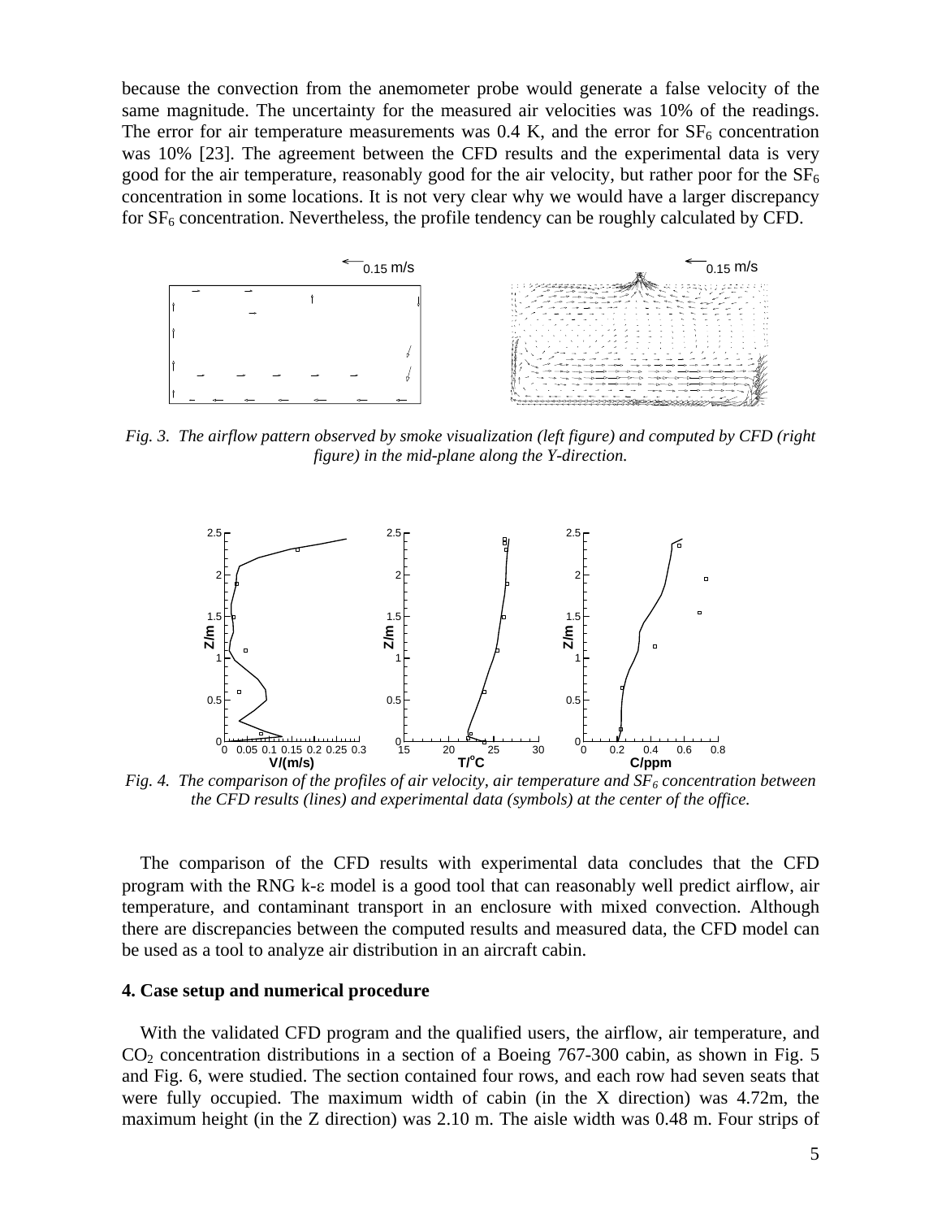because the convection from the anemometer probe would generate a false velocity of the same magnitude. The uncertainty for the measured air velocities was 10% of the readings. The error for air temperature measurements was 0.4 K, and the error for $SF_6$ concentration was 10% [23]. The agreement between the CFD results and the experimental data is very good for the air temperature, reasonably good for the air velocity, but rather poor for the $SF_6$ concentration in some locations. It is not very clear why we would have a larger discrepancy for $SF_6$ concentration. Nevertheless, the profile tendency can be roughly calculated by CFD.

*Fig. 3. The airflow pattern observed by smoke visualization (left figure) and computed by CFD (right figure) in the mid-plane along the Y-direction.*

*Fig. 4. The comparison of the profiles of air velocity, air temperature and $SF_6$ concentration between the CFD results (lines) and experimental data (symbols) at the center of the office.*

The comparison of the CFD results with experimental data concludes that the CFD program with the RNG k-ε model is a good tool that can reasonably well predict airflow, air temperature, and contaminant transport in an enclosure with mixed convection. Although there are discrepancies between the computed results and measured data, the CFD model can be used as a tool to analyze air distribution in an aircraft cabin.

### 4. Case setup and numerical procedure

With the validated CFD program and the qualified users, the airflow, air temperature, and $CO_2$ concentration distributions in a section of a Boeing 767-300 cabin, as shown in Fig. 5 and Fig. 6, were studied. The section contained four rows, and each row had seven seats that were fully occupied. The maximum width of cabin (in the X direction) was 4.72m, the maximum height (in the Z direction) was 2.10 m. The aisle width was 0.48 m. Four strips of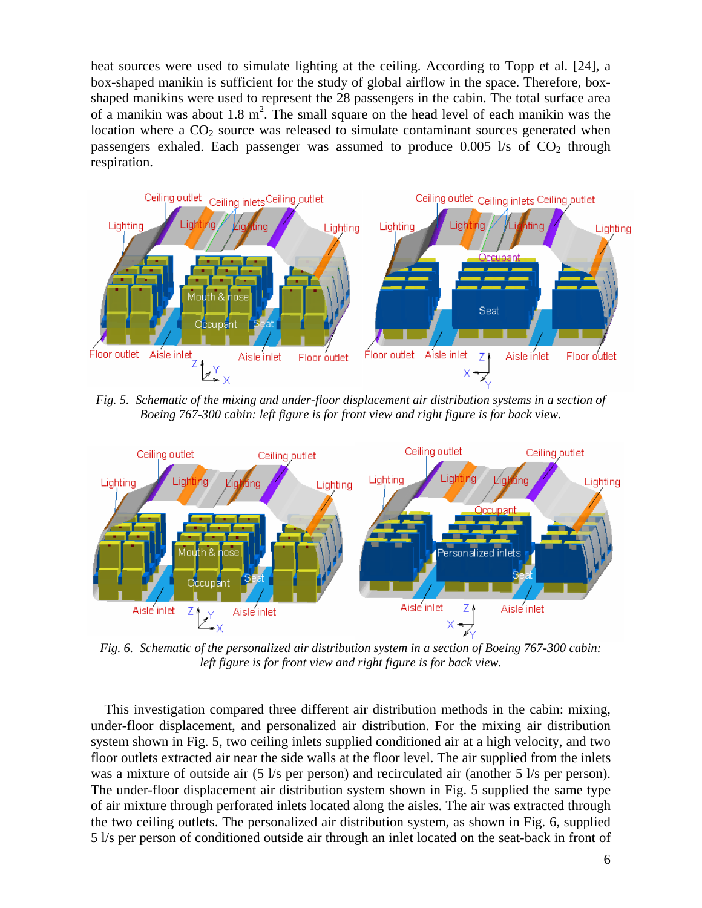heat sources were used to simulate lighting at the ceiling. According to Topp et al. [24], a box-shaped manikin is sufficient for the study of global airflow in the space. Therefore, box-shaped manikins were used to represent the 28 passengers in the cabin. The total surface area of a manikin was about 1.8 $m^2$. The small square on the head level of each manikin was the location where a $CO_2$ source was released to simulate contaminant sources generated when passengers exhaled. Each passenger was assumed to produce 0.005 l/s of $CO_2$ through respiration.

*Fig. 5. Schematic of the mixing and under-floor displacement air distribution systems in a section of Boeing 767-300 cabin: left figure is for front view and right figure is for back view.*

*Fig. 6. Schematic of the personalized air distribution system in a section of Boeing 767-300 cabin: left figure is for front view and right figure is for back view.*

This investigation compared three different air distribution methods in the cabin: mixing, under-floor displacement, and personalized air distribution. For the mixing air distribution system shown in Fig. 5, two ceiling inlets supplied conditioned air at a high velocity, and two floor outlets extracted air near the side walls at the floor level. The air supplied from the inlets was a mixture of outside air (5 l/s per person) and recirculated air (another 5 l/s per person). The under-floor displacement air distribution system shown in Fig. 5 supplied the same type of air mixture through perforated inlets located along the aisles. The air was extracted through the two ceiling outlets. The personalized air distribution system, as shown in Fig. 6, supplied 5 l/s per person of conditioned outside air through an inlet located on the seat-back in front of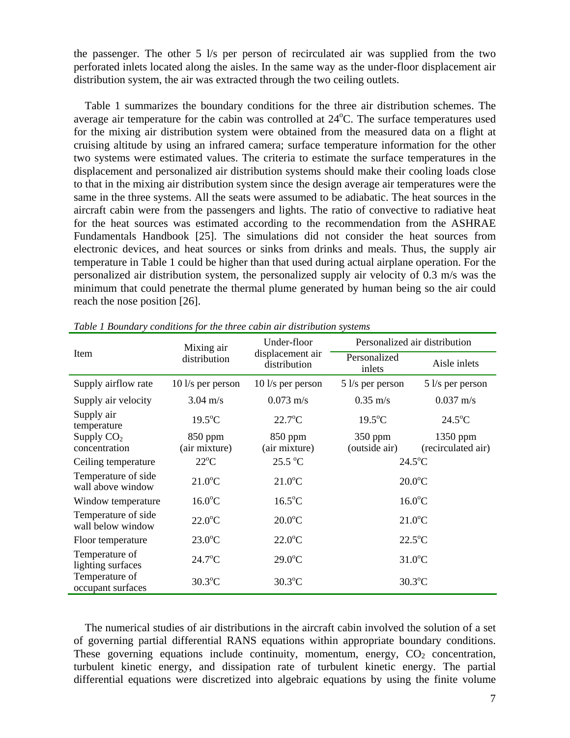the passenger. The other 5 l/s per person of recirculated air was supplied from the two perforated inlets located along the aisles. In the same way as the under-floor displacement air distribution system, the air was extracted through the two ceiling outlets.

Table 1 summarizes the boundary conditions for the three air distribution schemes. The average air temperature for the cabin was controlled at 24°C. The surface temperatures used for the mixing air distribution system were obtained from the measured data on a flight at cruising altitude by using an infrared camera; surface temperature information for the other two systems were estimated values. The criteria to estimate the surface temperatures in the displacement and personalized air distribution systems should make their cooling loads close to that in the mixing air distribution system since the design average air temperatures were the same in the three systems. All the seats were assumed to be adiabatic. The heat sources in the aircraft cabin were from the passengers and lights. The ratio of convective to radiative heat for the heat sources was estimated according to the recommendation from the ASHRAE Fundamentals Handbook [25]. The simulations did not consider the heat sources from electronic devices, and heat sources or sinks from drinks and meals. Thus, the supply air temperature in Table 1 could be higher than that used during actual airplane operation. For the personalized air distribution system, the personalized supply air velocity of 0.3 m/s was the minimum that could penetrate the thermal plume generated by human being so the air could reach the nose position [26].

*Table 1 Boundary conditions for the three cabin air distribution systems*

| Item | Mixing air distribution | Under-floor displacement air distribution | Personalized air distribution | |
|---|---|---|---|---|
| | | | Personalized inlets | Aisle inlets |
| Supply airflow rate | 10 l/s per person | 10 l/s per person | 5 l/s per person | 5 l/s per person |
| Supply air velocity | 3.04 m/s | 0.073 m/s | 0.35 m/s | 0.037 m/s |
| Supply air temperature | 19.5°C | 22.7°C | 19.5°C | 24.5°C |
| Supply $CO_2$ concentration | 850 ppm (air mixture) | 850 ppm (air mixture) | 350 ppm (outside air) | 1350 ppm (recirculated air) |
| Ceiling temperature | 22°C | 25.5 °C | 24.5°C | |
| Temperature of side wall above window | 21.0°C | 21.0°C | 20.0°C | |
| Window temperature | 16.0°C | 16.5°C | 16.0°C | |
| Temperature of side wall below window | 22.0°C | 20.0°C | 21.0°C | |
| Floor temperature | 23.0°C | 22.0°C | 22.5°C | |
| Temperature of lighting surfaces | 24.7°C | 29.0°C | 31.0°C | |
| Temperature of occupant surfaces | 30.3°C | 30.3°C | 30.3°C | |

The numerical studies of air distributions in the aircraft cabin involved the solution of a set of governing partial differential RANS equations within appropriate boundary conditions. These governing equations include continuity, momentum, energy, $CO_2$ concentration, turbulent kinetic energy, and dissipation rate of turbulent kinetic energy. The partial differential equations were discretized into algebraic equations by using the finite volume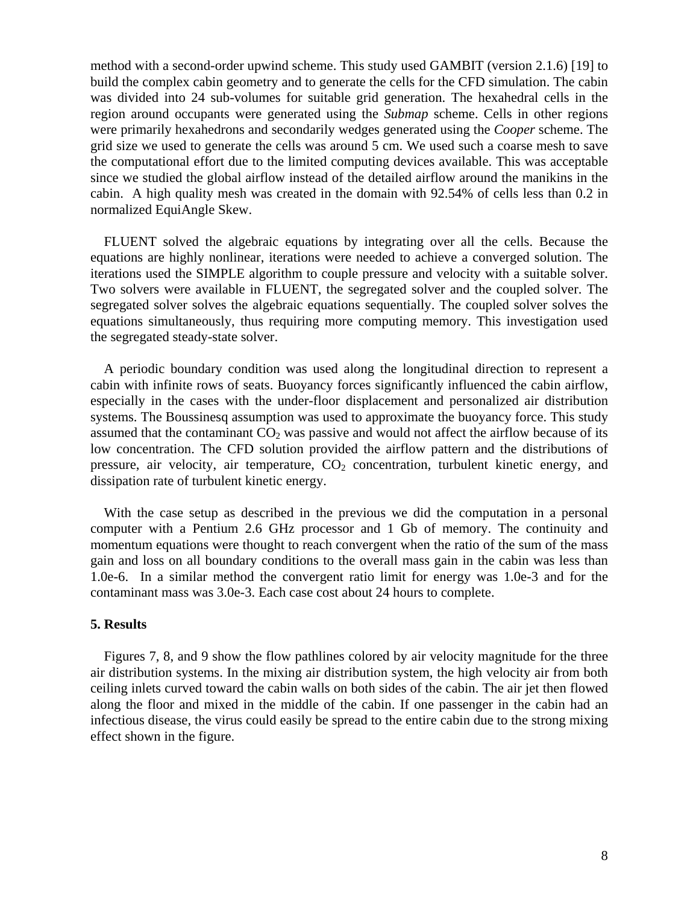method with a second-order upwind scheme. This study used GAMBIT (version 2.1.6) [19] to build the complex cabin geometry and to generate the cells for the CFD simulation. The cabin was divided into 24 sub-volumes for suitable grid generation. The hexahedral cells in the region around occupants were generated using the *Submap* scheme. Cells in other regions were primarily hexahedrons and secondarily wedges generated using the *Cooper* scheme. The grid size we used to generate the cells was around 5 cm. We used such a coarse mesh to save the computational effort due to the limited computing devices available. This was acceptable since we studied the global airflow instead of the detailed airflow around the manikins in the cabin. A high quality mesh was created in the domain with 92.54% of cells less than 0.2 in normalized EquiAngle Skew.

FLUENT solved the algebraic equations by integrating over all the cells. Because the equations are highly nonlinear, iterations were needed to achieve a converged solution. The iterations used the SIMPLE algorithm to couple pressure and velocity with a suitable solver. Two solvers were available in FLUENT, the segregated solver and the coupled solver. The segregated solver solves the algebraic equations sequentially. The coupled solver solves the equations simultaneously, thus requiring more computing memory. This investigation used the segregated steady-state solver.

A periodic boundary condition was used along the longitudinal direction to represent a cabin with infinite rows of seats. Buoyancy forces significantly influenced the cabin airflow, especially in the cases with the under-floor displacement and personalized air distribution systems. The Boussinesq assumption was used to approximate the buoyancy force. This study assumed that the contaminant $CO_2$ was passive and would not affect the airflow because of its low concentration. The CFD solution provided the airflow pattern and the distributions of pressure, air velocity, air temperature, $CO_2$ concentration, turbulent kinetic energy, and dissipation rate of turbulent kinetic energy.

With the case setup as described in the previous we did the computation in a personal computer with a Pentium 2.6 GHz processor and 1 Gb of memory. The continuity and momentum equations were thought to reach convergent when the ratio of the sum of the mass gain and loss on all boundary conditions to the overall mass gain in the cabin was less than 1.0e-6. In a similar method the convergent ratio limit for energy was 1.0e-3 and for the contaminant mass was 3.0e-3. Each case cost about 24 hours to complete.

### 5. Results

Figures 7, 8, and 9 show the flow pathlines colored by air velocity magnitude for the three air distribution systems. In the mixing air distribution system, the high velocity air from both ceiling inlets curved toward the cabin walls on both sides of the cabin. The air jet then flowed along the floor and mixed in the middle of the cabin. If one passenger in the cabin had an infectious disease, the virus could easily be spread to the entire cabin due to the strong mixing effect shown in the figure.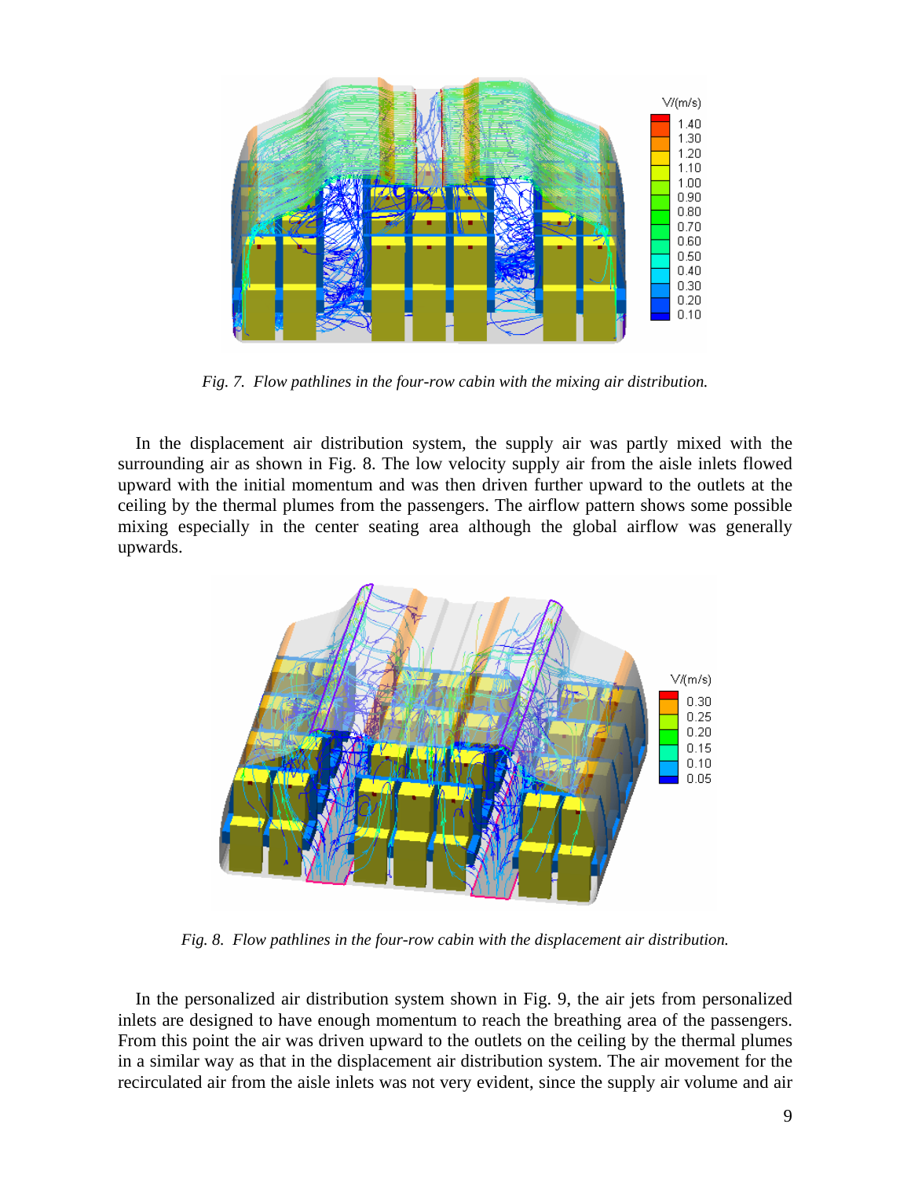*Fig. 7. Flow pathlines in the four-row cabin with the mixing air distribution.*

In the displacement air distribution system, the supply air was partly mixed with the surrounding air as shown in Fig. 8. The low velocity supply air from the aisle inlets flowed upward with the initial momentum and was then driven further upward to the outlets at the ceiling by the thermal plumes from the passengers. The airflow pattern shows some possible mixing especially in the center seating area although the global airflow was generally upwards.

*Fig. 8. Flow pathlines in the four-row cabin with the displacement air distribution.*

In the personalized air distribution system shown in Fig. 9, the air jets from personalized inlets are designed to have enough momentum to reach the breathing area of the passengers. From this point the air was driven upward to the outlets on the ceiling by the thermal plumes in a similar way as that in the displacement air distribution system. The air movement for the recirculated air from the aisle inlets was not very evident, since the supply air volume and air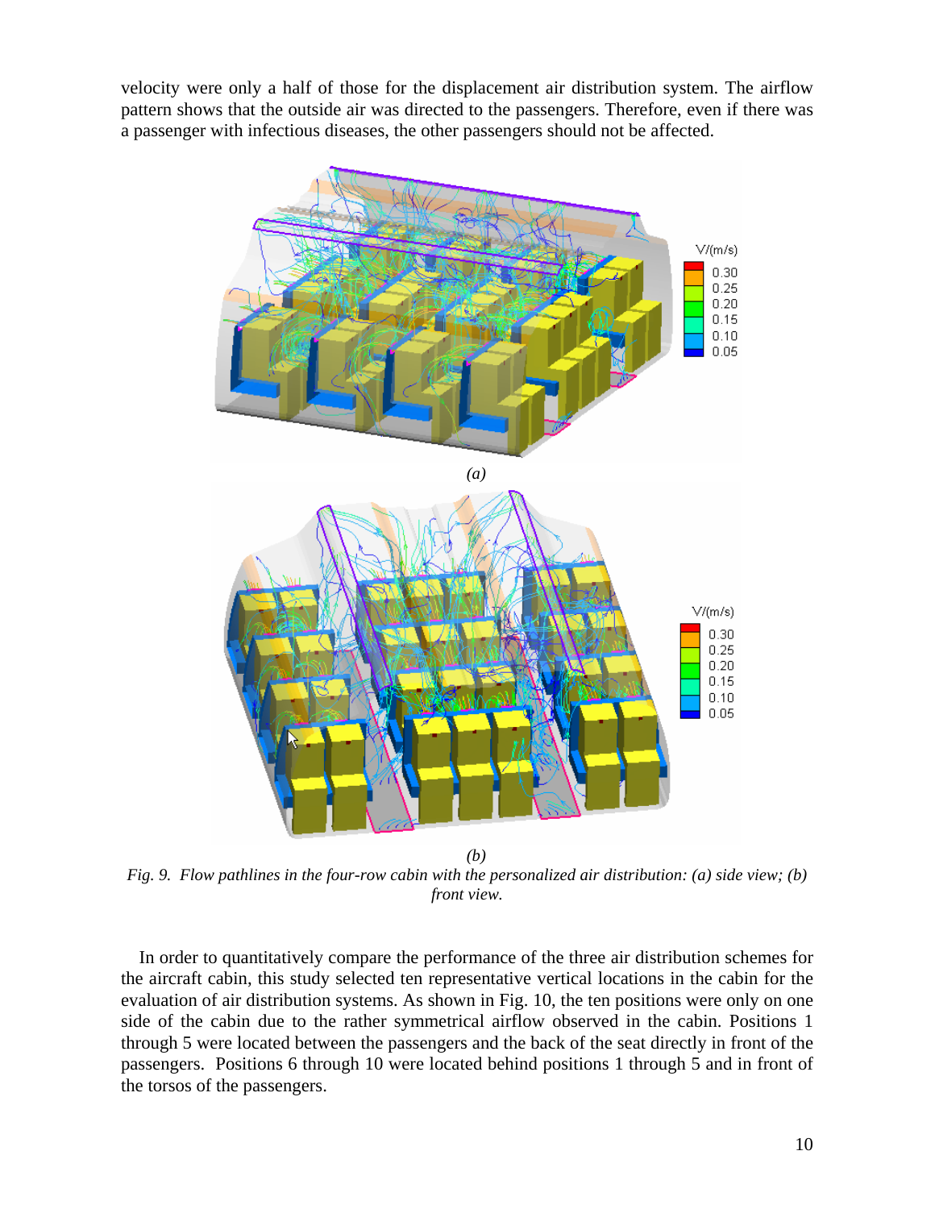velocity were only a half of those for the displacement air distribution system. The airflow pattern shows that the outside air was directed to the passengers. Therefore, even if there was a passenger with infectious diseases, the other passengers should not be affected.

*(a)*

*(b)*

*Fig. 9. Flow pathlines in the four-row cabin with the personalized air distribution: (a) side view; (b) front view.*

In order to quantitatively compare the performance of the three air distribution schemes for the aircraft cabin, this study selected ten representative vertical locations in the cabin for the evaluation of air distribution systems. As shown in Fig. 10, the ten positions were only on one side of the cabin due to the rather symmetrical airflow observed in the cabin. Positions 1 through 5 were located between the passengers and the back of the seat directly in front of the passengers. Positions 6 through 10 were located behind positions 1 through 5 and in front of the torsos of the passengers.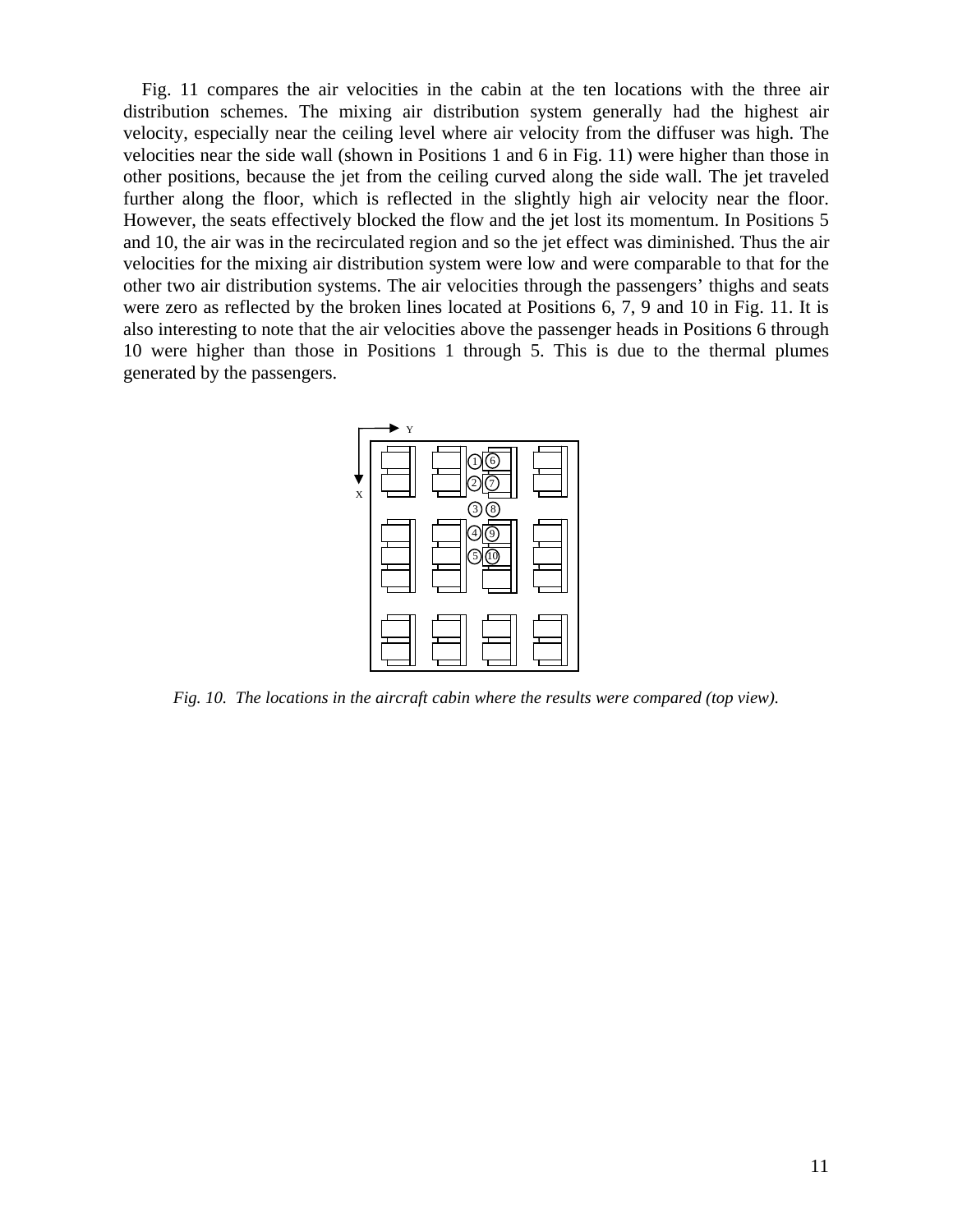Fig. 11 compares the air velocities in the cabin at the ten locations with the three air distribution schemes. The mixing air distribution system generally had the highest air velocity, especially near the ceiling level where air velocity from the diffuser was high. The velocities near the side wall (shown in Positions 1 and 6 in Fig. 11) were higher than those in other positions, because the jet from the ceiling curved along the side wall. The jet traveled further along the floor, which is reflected in the slightly high air velocity near the floor. However, the seats effectively blocked the flow and the jet lost its momentum. In Positions 5 and 10, the air was in the recirculated region and so the jet effect was diminished. Thus the air velocities for the mixing air distribution system were low and were comparable to that for the other two air distribution systems. The air velocities through the passengers' thighs and seats were zero as reflected by the broken lines located at Positions 6, 7, 9 and 10 in Fig. 11. It is also interesting to note that the air velocities above the passenger heads in Positions 6 through 10 were higher than those in Positions 1 through 5. This is due to the thermal plumes generated by the passengers.

*Fig. 10. The locations in the aircraft cabin where the results were compared (top view).*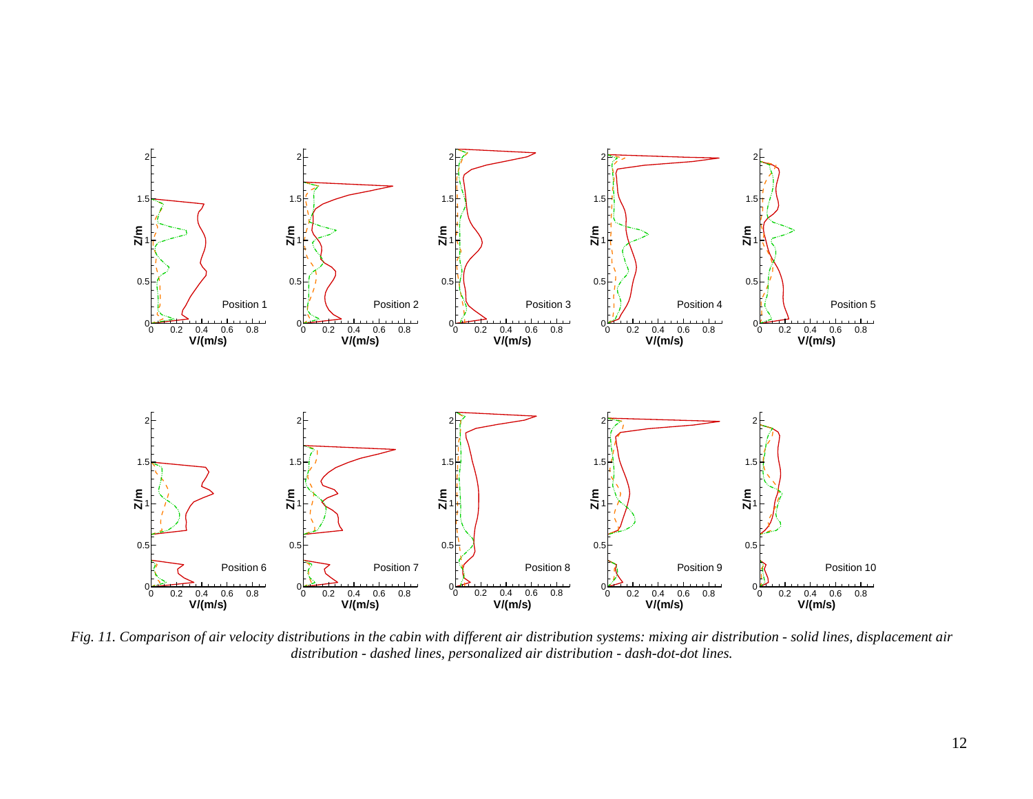*Fig. 11. Comparison of air velocity distributions in the cabin with different air distribution systems: mixing air distribution - solid lines, displacement air distribution - dashed lines, personalized air distribution - dash-dot-dot lines.*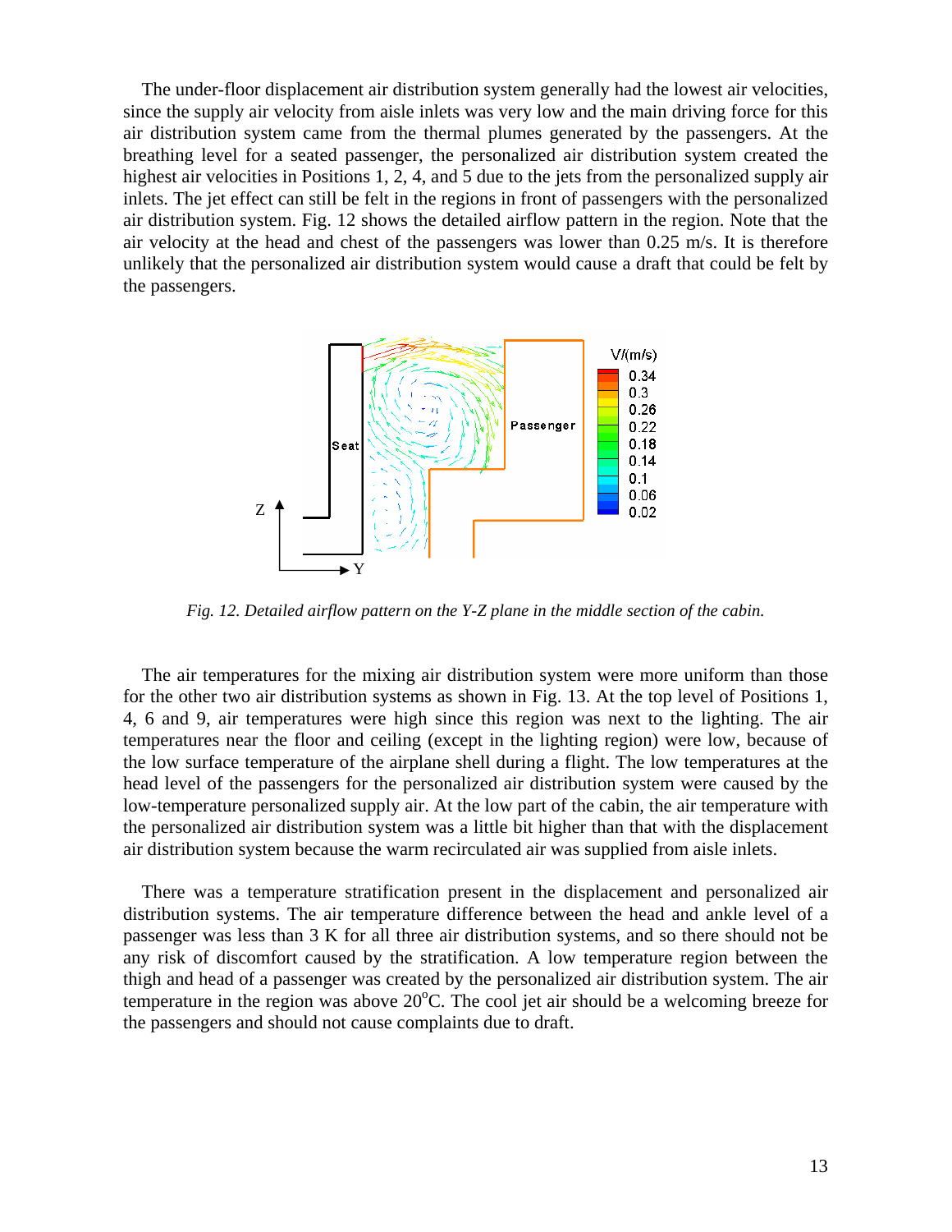The under-floor displacement air distribution system generally had the lowest air velocities, since the supply air velocity from aisle inlets was very low and the main driving force for this air distribution system came from the thermal plumes generated by the passengers. At the breathing level for a seated passenger, the personalized air distribution system created the highest air velocities in Positions 1, 2, 4, and 5 due to the jets from the personalized supply air inlets. The jet effect can still be felt in the regions in front of passengers with the personalized air distribution system. Fig. 12 shows the detailed airflow pattern in the region. Note that the air velocity at the head and chest of the passengers was lower than 0.25 m/s. It is therefore unlikely that the personalized air distribution system would cause a draft that could be felt by the passengers.

*Fig. 12. Detailed airflow pattern on the Y-Z plane in the middle section of the cabin.*

The air temperatures for the mixing air distribution system were more uniform than those for the other two air distribution systems as shown in Fig. 13. At the top level of Positions 1, 4, 6 and 9, air temperatures were high since this region was next to the lighting. The air temperatures near the floor and ceiling (except in the lighting region) were low, because of the low surface temperature of the airplane shell during a flight. The low temperatures at the head level of the passengers for the personalized air distribution system were caused by the low-temperature personalized supply air. At the low part of the cabin, the air temperature with the personalized air distribution system was a little bit higher than that with the displacement air distribution system because the warm recirculated air was supplied from aisle inlets.

There was a temperature stratification present in the displacement and personalized air distribution systems. The air temperature difference between the head and ankle level of a passenger was less than 3 K for all three air distribution systems, and so there should not be any risk of discomfort caused by the stratification. A low temperature region between the thigh and head of a passenger was created by the personalized air distribution system. The air temperature in the region was above 20°C. The cool jet air should be a welcoming breeze for the passengers and should not cause complaints due to draft.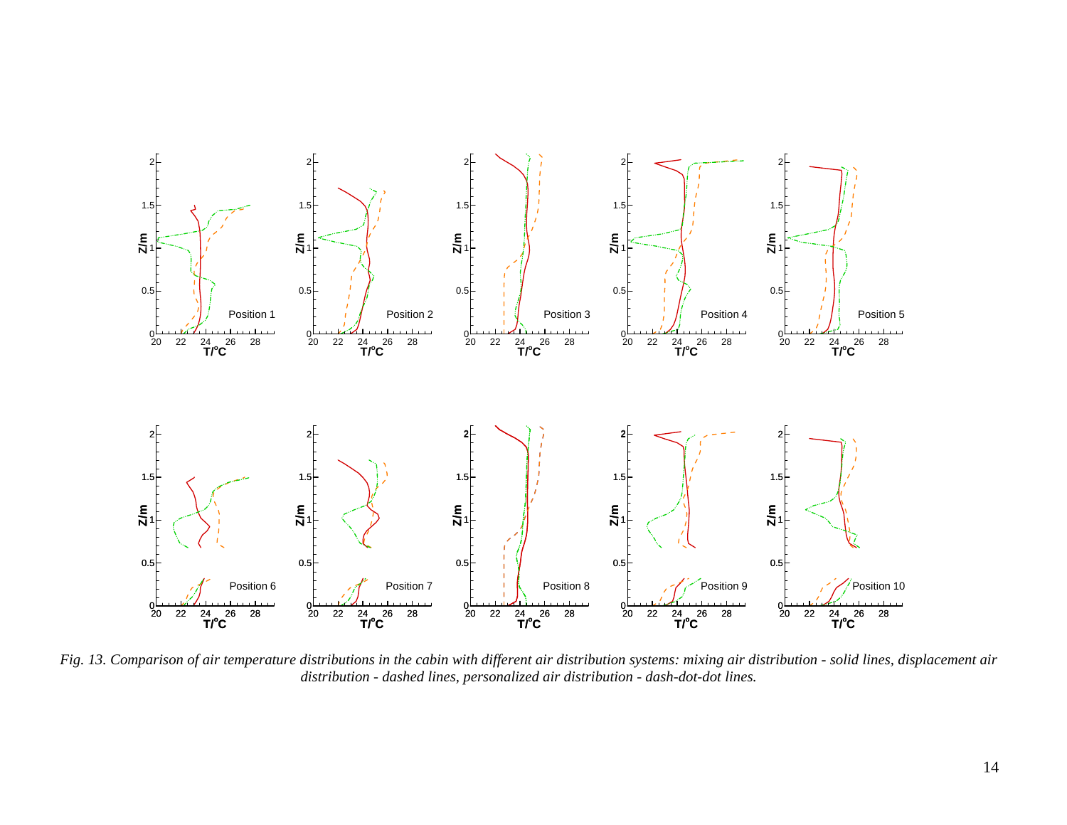*Fig. 13. Comparison of air temperature distributions in the cabin with different air distribution systems: mixing air distribution - solid lines, displacement air distribution - dashed lines, personalized air distribution - dash-dot-dot lines.*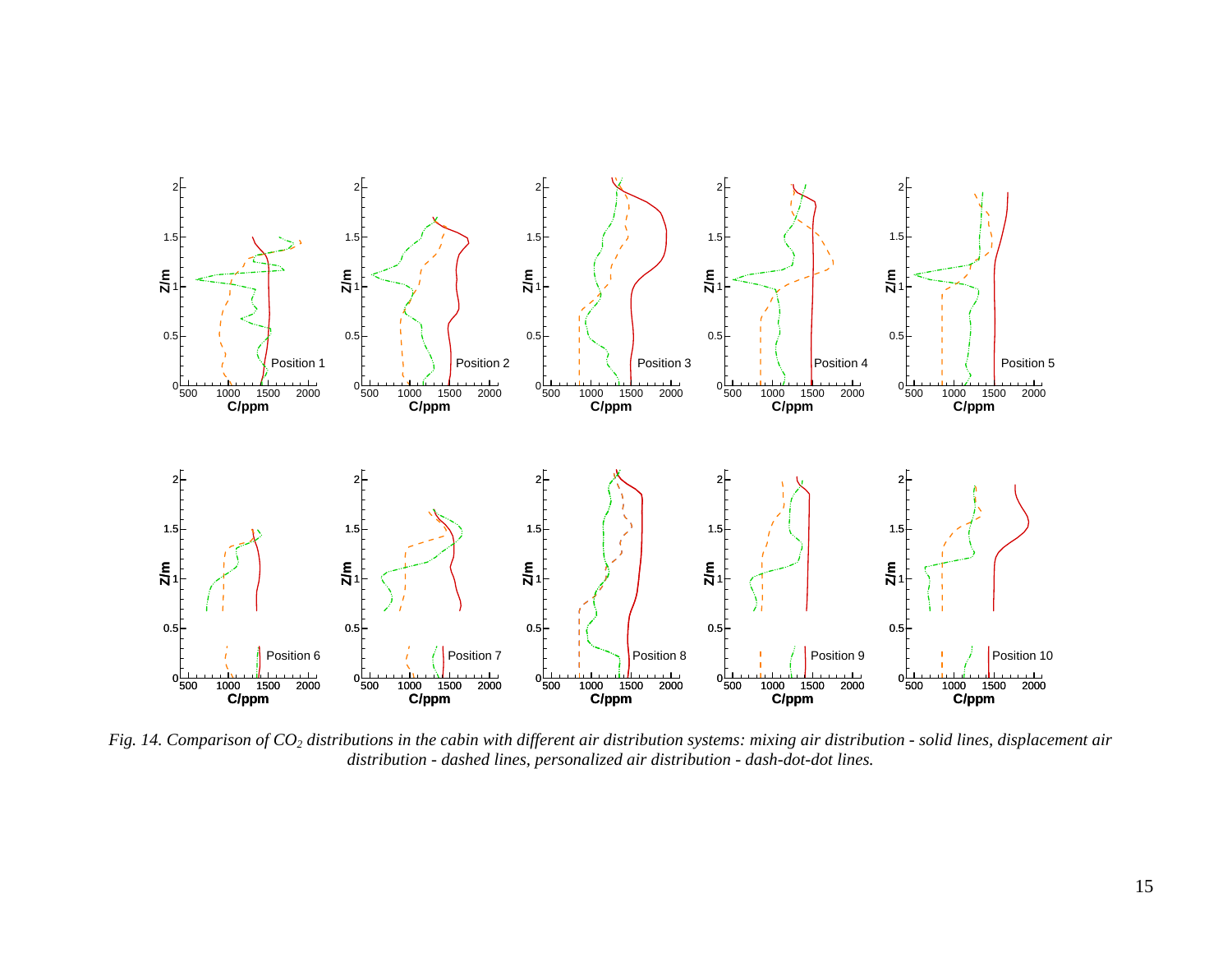*Fig. 14. Comparison of $CO_2$ distributions in the cabin with different air distribution systems: mixing air distribution - solid lines, displacement air distribution - dashed lines, personalized air distribution - dash-dot-dot lines.*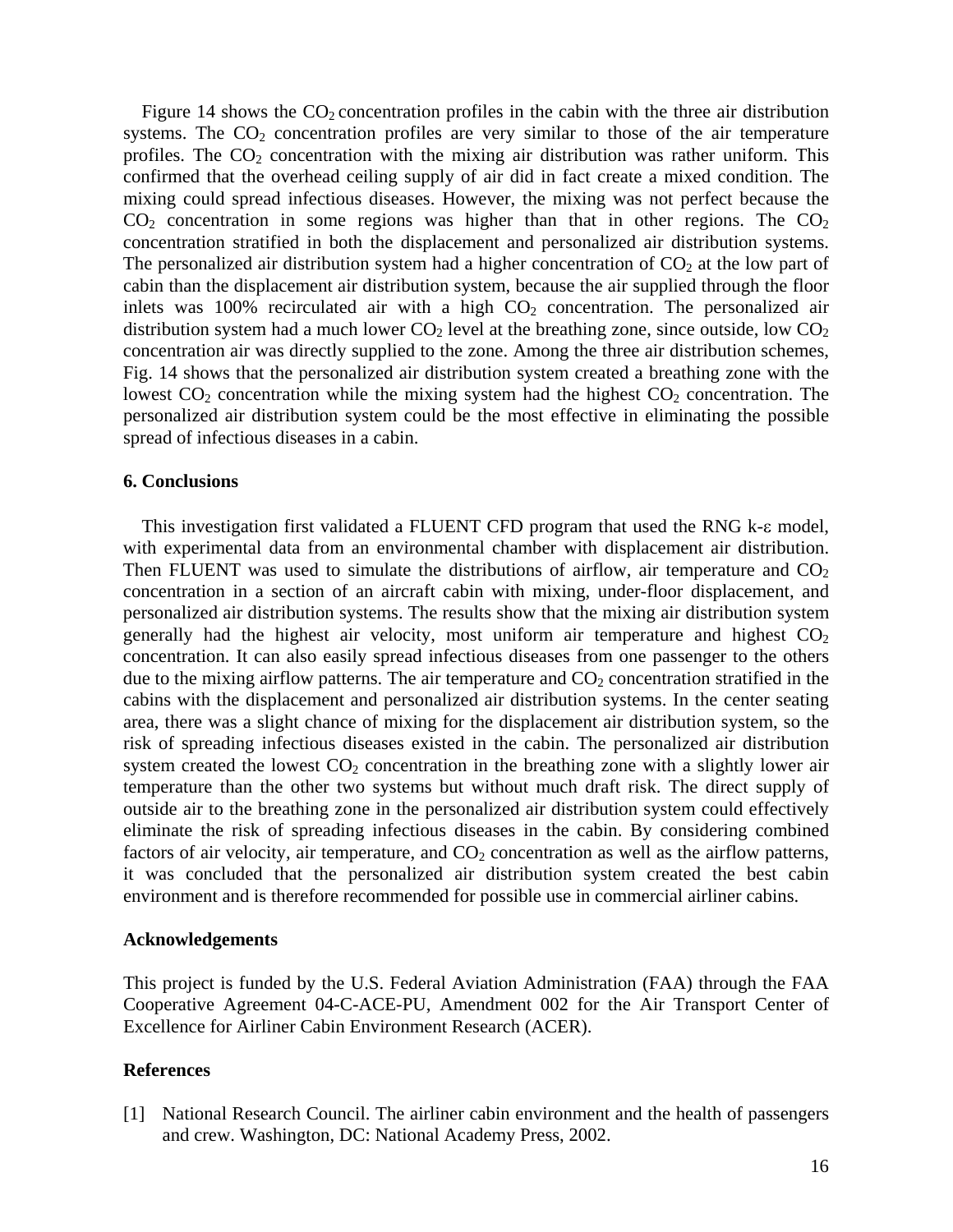Figure 14 shows the $CO_2$ concentration profiles in the cabin with the three air distribution systems. The $CO_2$ concentration profiles are very similar to those of the air temperature profiles. The $CO_2$ concentration with the mixing air distribution was rather uniform. This confirmed that the overhead ceiling supply of air did in fact create a mixed condition. The mixing could spread infectious diseases. However, the mixing was not perfect because the $CO_2$ concentration in some regions was higher than that in other regions. The $CO_2$ concentration stratified in both the displacement and personalized air distribution systems. The personalized air distribution system had a higher concentration of $CO_2$ at the low part of cabin than the displacement air distribution system, because the air supplied through the floor inlets was 100% recirculated air with a high $CO_2$ concentration. The personalized air distribution system had a much lower $CO_2$ level at the breathing zone, since outside, low $CO_2$ concentration air was directly supplied to the zone. Among the three air distribution schemes, Fig. 14 shows that the personalized air distribution system created a breathing zone with the lowest $CO_2$ concentration while the mixing system had the highest $CO_2$ concentration. The personalized air distribution system could be the most effective in eliminating the possible spread of infectious diseases in a cabin.

## 6. Conclusions

This investigation first validated a FLUENT CFD program that used the RNG k-$\varepsilon$ model, with experimental data from an environmental chamber with displacement air distribution. Then FLUENT was used to simulate the distributions of airflow, air temperature and $CO_2$ concentration in a section of an aircraft cabin with mixing, under-floor displacement, and personalized air distribution systems. The results show that the mixing air distribution system generally had the highest air velocity, most uniform air temperature and highest $CO_2$ concentration. It can also easily spread infectious diseases from one passenger to the others due to the mixing airflow patterns. The air temperature and $CO_2$ concentration stratified in the cabins with the displacement and personalized air distribution systems. In the center seating area, there was a slight chance of mixing for the displacement air distribution system, so the risk of spreading infectious diseases existed in the cabin. The personalized air distribution system created the lowest $CO_2$ concentration in the breathing zone with a slightly lower air temperature than the other two systems but without much draft risk. The direct supply of outside air to the breathing zone in the personalized air distribution system could effectively eliminate the risk of spreading infectious diseases in the cabin. By considering combined factors of air velocity, air temperature, and $CO_2$ concentration as well as the airflow patterns, it was concluded that the personalized air distribution system created the best cabin environment and is therefore recommended for possible use in commercial airliner cabins.

## Acknowledgements

This project is funded by the U.S. Federal Aviation Administration (FAA) through the FAA Cooperative Agreement 04-C-ACE-PU, Amendment 002 for the Air Transport Center of Excellence for Airliner Cabin Environment Research (ACER).

## References

[1] National Research Council. The airliner cabin environment and the health of passengers and crew. Washington, DC: National Academy Press, 2002.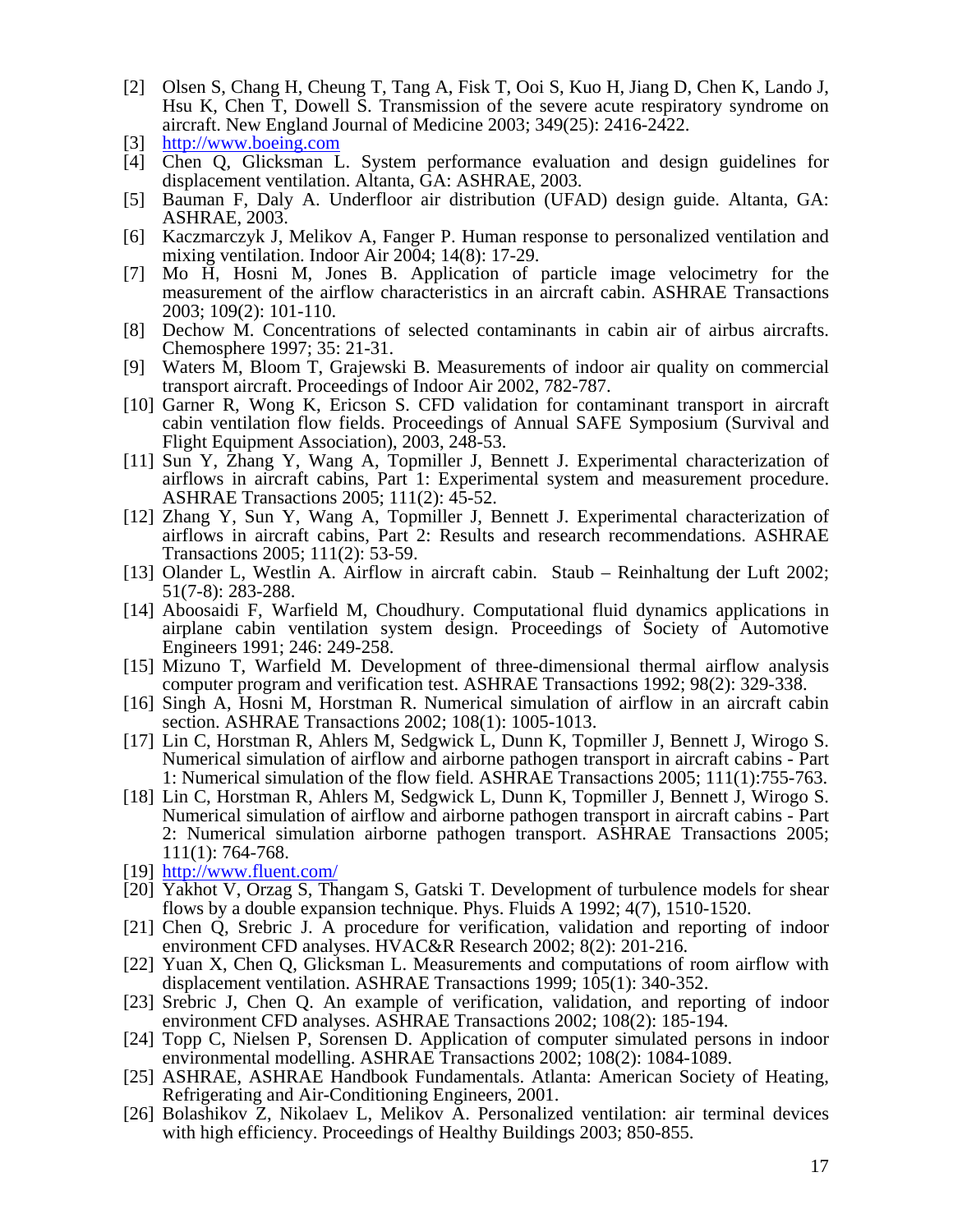[2] Olsen S, Chang H, Cheung T, Tang A, Fisk T, Ooi S, Kuo H, Jiang D, Chen K, Lando J, Hsu K, Chen T, Dowell S. Transmission of the severe acute respiratory syndrome on aircraft. New England Journal of Medicine 2003; 349(25): 2416-2422.

[3] http://www.boeing.com

[4] Chen Q, Glicksman L. System performance evaluation and design guidelines for displacement ventilation. Altanta, GA: ASHRAE, 2003.

[5] Bauman F, Daly A. Underfloor air distribution (UFAD) design guide. Altanta, GA: ASHRAE, 2003.

[6] Kaczmarczyk J, Melikov A, Fanger P. Human response to personalized ventilation and mixing ventilation. Indoor Air 2004; 14(8): 17-29.

[7] Mo H, Hosni M, Jones B. Application of particle image velocimetry for the measurement of the airflow characteristics in an aircraft cabin. ASHRAE Transactions 2003; 109(2): 101-110.

[8] Dechow M. Concentrations of selected contaminants in cabin air of airbus aircrafts. Chemosphere 1997; 35: 21-31.

[9] Waters M, Bloom T, Grajewski B. Measurements of indoor air quality on commercial transport aircraft. Proceedings of Indoor Air 2002, 782-787.

[10] Garner R, Wong K, Ericson S. CFD validation for contaminant transport in aircraft cabin ventilation flow fields. Proceedings of Annual SAFE Symposium (Survival and Flight Equipment Association), 2003, 248-53.

[11] Sun Y, Zhang Y, Wang A, Topmiller J, Bennett J. Experimental characterization of airflows in aircraft cabins, Part 1: Experimental system and measurement procedure. ASHRAE Transactions 2005; 111(2): 45-52.

[12] Zhang Y, Sun Y, Wang A, Topmiller J, Bennett J. Experimental characterization of airflows in aircraft cabins, Part 2: Results and research recommendations. ASHRAE Transactions 2005; 111(2): 53-59.

[13] Olander L, Westlin A. Airflow in aircraft cabin. Staub – Reinhaltung der Luft 2002; 51(7-8): 283-288.

[14] Aboosaidi F, Warfield M, Choudhury. Computational fluid dynamics applications in airplane cabin ventilation system design. Proceedings of Society of Automotive Engineers 1991; 246: 249-258.

[15] Mizuno T, Warfield M. Development of three-dimensional thermal airflow analysis computer program and verification test. ASHRAE Transactions 1992; 98(2): 329-338.

[16] Singh A, Hosni M, Horstman R. Numerical simulation of airflow in an aircraft cabin section. ASHRAE Transactions 2002; 108(1): 1005-1013.

[17] Lin C, Horstman R, Ahlers M, Sedgwick L, Dunn K, Topmiller J, Bennett J, Wirogo S. Numerical simulation of airflow and airborne pathogen transport in aircraft cabins - Part 1: Numerical simulation of the flow field. ASHRAE Transactions 2005; 111(1):755-763.

[18] Lin C, Horstman R, Ahlers M, Sedgwick L, Dunn K, Topmiller J, Bennett J, Wirogo S. Numerical simulation of airflow and airborne pathogen transport in aircraft cabins - Part 2: Numerical simulation airborne pathogen transport. ASHRAE Transactions 2005; 111(1): 764-768.

[19] http://www.fluent.com/

[20] Yakhot V, Orzag S, Thangam S, Gatski T. Development of turbulence models for shear flows by a double expansion technique. Phys. Fluids A 1992; 4(7), 1510-1520.

[21] Chen Q, Srebric J. A procedure for verification, validation and reporting of indoor environment CFD analyses. HVAC&R Research 2002; 8(2): 201-216.

[22] Yuan X, Chen Q, Glicksman L. Measurements and computations of room airflow with displacement ventilation. ASHRAE Transactions 1999; 105(1): 340-352.

[23] Srebric J, Chen Q. An example of verification, validation, and reporting of indoor environment CFD analyses. ASHRAE Transactions 2002; 108(2): 185-194.

[24] Topp C, Nielsen P, Sorensen D. Application of computer simulated persons in indoor environmental modelling. ASHRAE Transactions 2002; 108(2): 1084-1089.

[25] ASHRAE, ASHRAE Handbook Fundamentals. Atlanta: American Society of Heating, Refrigerating and Air-Conditioning Engineers, 2001.

[26] Bolashikov Z, Nikolaev L, Melikov A. Personalized ventilation: air terminal devices with high efficiency. Proceedings of Healthy Buildings 2003; 850-855.